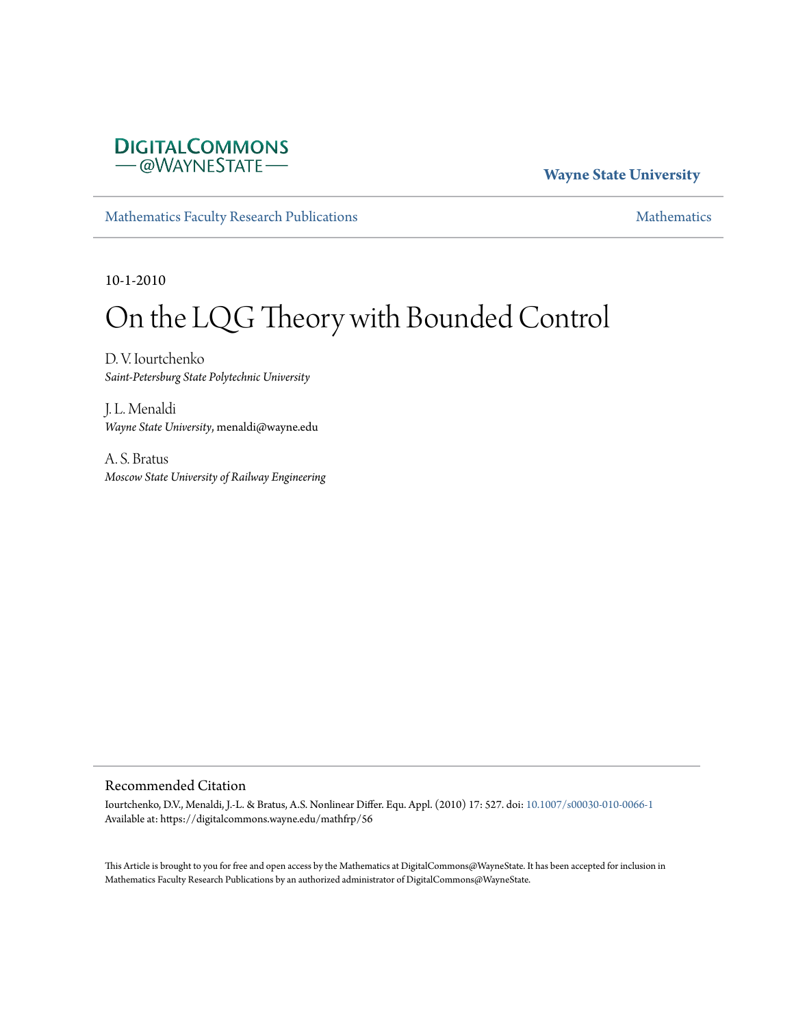DigitalCommons@WayneState

Wayne State University

Mathematics Faculty Research Publications

Mathematics

10-1-2010

# On the LQG Theory with Bounded Control

D. V. Iourtchenko
*Saint-Petersburg State Polytechnic University*

J. L. Menaldi
*Wayne State University*, menaldi@wayne.edu

A. S. Bratus
*Moscow State University of Railway Engineering*

## Recommended Citation

Iourtchenko, D.V., Menaldi, J.-L. & Bratus, A.S. Nonlinear Differ. Equ. Appl. (2010) 17: 527. doi: 10.1007/s00030-010-0066-1
Available at: https://digitalcommons.wayne.edu/mathfrp/56

This Article is brought to you for free and open access by the Mathematics at DigitalCommons@WayneState. It has been accepted for inclusion in Mathematics Faculty Research Publications by an authorized administrator of DigitalCommons@WayneState.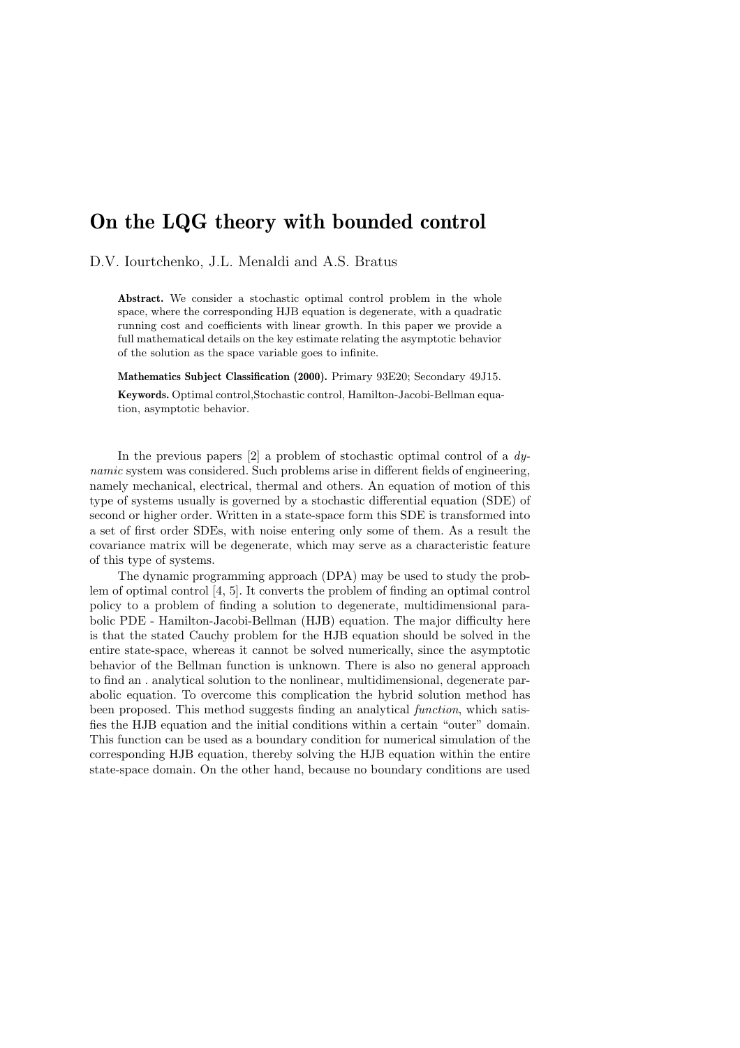# On the LQG theory with bounded control

D.V. Iourtchenko, J.L. Menaldi and A.S. Bratus

**Abstract.** We consider a stochastic optimal control problem in the whole space, where the corresponding HJB equation is degenerate, with a quadratic running cost and coefficients with linear growth. In this paper we provide a full mathematical details on the key estimate relating the asymptotic behavior of the solution as the space variable goes to infinite.

**Mathematics Subject Classification (2000).** Primary 93E20; Secondary 49J15.

**Keywords.** Optimal control,Stochastic control, Hamilton-Jacobi-Bellman equation, asymptotic behavior.

In the previous papers [2] a problem of stochastic optimal control of a *dynamic* system was considered. Such problems arise in different fields of engineering, namely mechanical, electrical, thermal and others. An equation of motion of this type of systems usually is governed by a stochastic differential equation (SDE) of second or higher order. Written in a state-space form this SDE is transformed into a set of first order SDEs, with noise entering only some of them. As a result the covariance matrix will be degenerate, which may serve as a characteristic feature of this type of systems.

The dynamic programming approach (DPA) may be used to study the problem of optimal control [4, 5]. It converts the problem of finding an optimal control policy to a problem of finding a solution to degenerate, multidimensional parabolic PDE - Hamilton-Jacobi-Bellman (HJB) equation. The major difficulty here is that the stated Cauchy problem for the HJB equation should be solved in the entire state-space, whereas it cannot be solved numerically, since the asymptotic behavior of the Bellman function is unknown. There is also no general approach to find an . analytical solution to the nonlinear, multidimensional, degenerate parabolic equation. To overcome this complication the hybrid solution method has been proposed. This method suggests finding an analytical *function*, which satisfies the HJB equation and the initial conditions within a certain "outer" domain. This function can be used as a boundary condition for numerical simulation of the corresponding HJB equation, thereby solving the HJB equation within the entire state-space domain. On the other hand, because no boundary conditions are used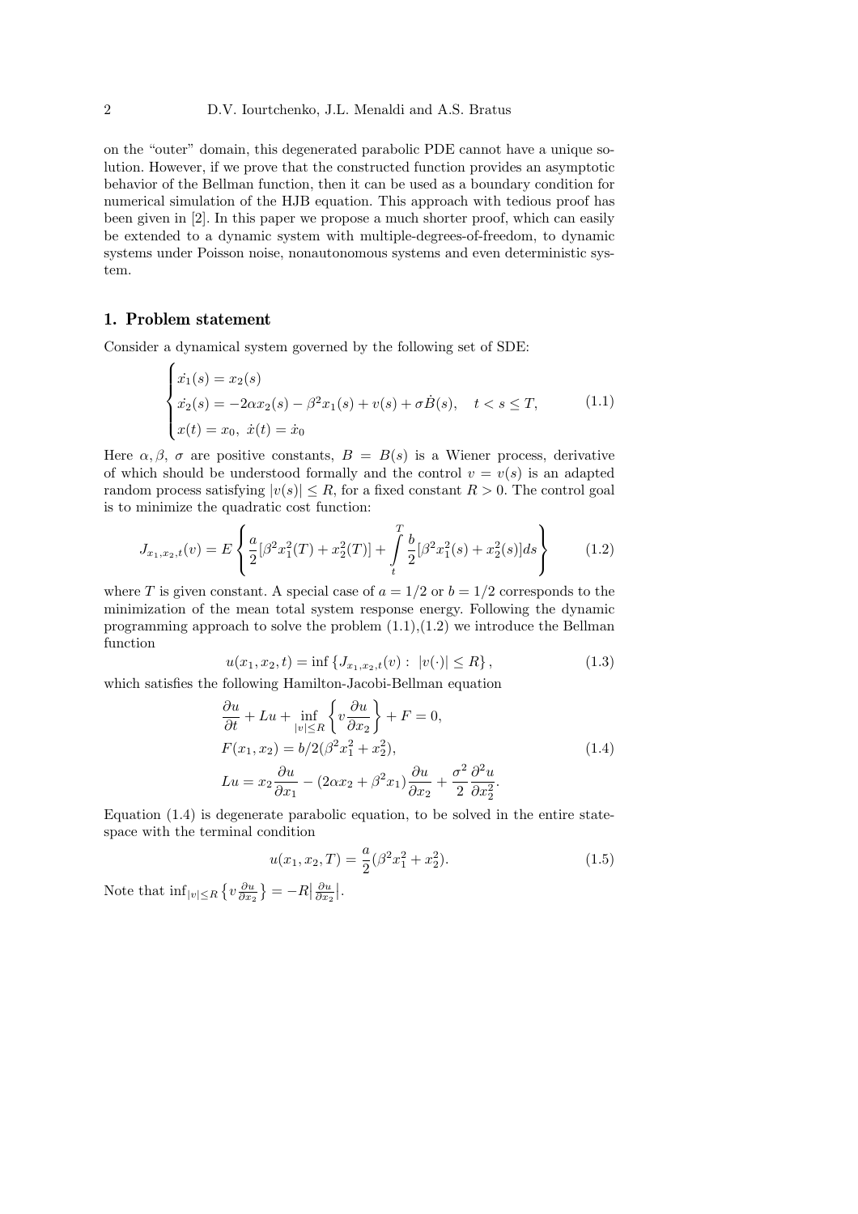on the "outer" domain, this degenerated parabolic PDE cannot have a unique solution. However, if we prove that the constructed function provides an asymptotic behavior of the Bellman function, then it can be used as a boundary condition for numerical simulation of the HJB equation. This approach with tedious proof has been given in [2]. In this paper we propose a much shorter proof, which can easily be extended to a dynamic system with multiple-degrees-of-freedom, to dynamic systems under Poisson noise, nonautonomous systems and even deterministic system.

## 1. Problem statement

Consider a dynamical system governed by the following set of SDE:

$$\begin{cases} \dot{x_1}(s) = x_2(s) \\ \dot{x_2}(s) = -2\alpha x_2(s) - \beta^2 x_1(s) + v(s) + \sigma \dot{B}(s), \quad t < s \leq T, \\ x(t) = x_0, \ \dot{x}(t) = \dot{x}_0 \end{cases} \tag{1.1}$$

Here $\alpha, \beta, \sigma$ are positive constants, $B = B(s)$ is a Wiener process, derivative of which should be understood formally and the control $v = v(s)$ is an adapted random process satisfying $|v(s)| \leq R$, for a fixed constant $R > 0$. The control goal is to minimize the quadratic cost function:

$$J_{x_1,x_2,t}(v) = E\left\{ \frac{a}{2}[\beta^2 x_1^2(T) + x_2^2(T)] + \int_t^T \frac{b}{2}[\beta^2 x_1^2(s) + x_2^2(s)]ds \right\} \tag{1.2}$$

where $T$ is given constant. A special case of $a = 1/2$ or $b = 1/2$ corresponds to the minimization of the mean total system response energy. Following the dynamic programming approach to solve the problem (1.1),(1.2) we introduce the Bellman function

$$u(x_1, x_2, t) = \inf \{ J_{x_1,x_2,t}(v) : \ |v(\cdot)| \leq R \}, \tag{1.3}$$

which satisfies the following Hamilton-Jacobi-Bellman equation

$$\begin{aligned} &\frac{\partial u}{\partial t} + Lu + \inf_{|v| \leq R} \left\{ v \frac{\partial u}{\partial x_2} \right\} + F = 0, \\ &F(x_1, x_2) = b/2(\beta^2 x_1^2 + x_2^2), \\ &Lu = x_2 \frac{\partial u}{\partial x_1} - (2\alpha x_2 + \beta^2 x_1)\frac{\partial u}{\partial x_2} + \frac{\sigma^2}{2}\frac{\partial^2 u}{\partial x_2^2}. \end{aligned} \tag{1.4}$$

Equation (1.4) is degenerate parabolic equation, to be solved in the entire state-space with the terminal condition

$$u(x_1, x_2, T) = \frac{a}{2}(\beta^2 x_1^2 + x_2^2). \tag{1.5}$$

Note that $\inf_{|v| \leq R} \{ v \frac{\partial u}{\partial x_2} \} = -R |\frac{\partial u}{\partial x_2}|$.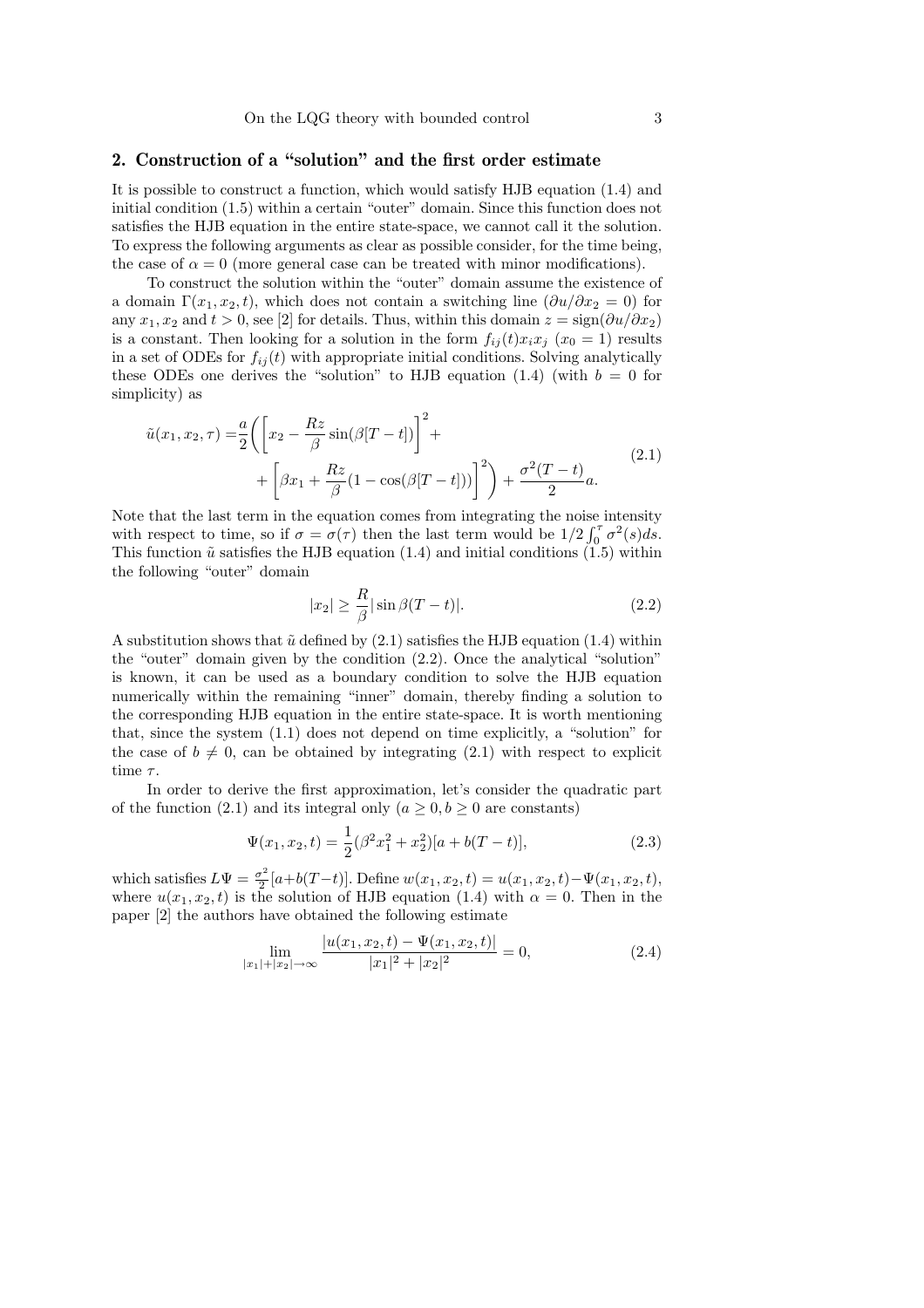## 2. Construction of a “solution” and the first order estimate

It is possible to construct a function, which would satisfy HJB equation (1.4) and initial condition (1.5) within a certain “outer” domain. Since this function does not satisfies the HJB equation in the entire state-space, we cannot call it the solution. To express the following arguments as clear as possible consider, for the time being, the case of $\alpha = 0$ (more general case can be treated with minor modifications).

To construct the solution within the “outer” domain assume the existence of a domain $\Gamma(x_1, x_2, t)$, which does not contain a switching line ($\partial u/\partial x_2 = 0$) for any $x_1, x_2$ and $t > 0$, see [2] for details. Thus, within this domain $z = \text{sign}(\partial u/\partial x_2)$ is a constant. Then looking for a solution in the form $f_{ij}(t)x_i x_j$ ($x_0 = 1$) results in a set of ODEs for $f_{ij}(t)$ with appropriate initial conditions. Solving analytically these ODEs one derives the “solution” to HJB equation (1.4) (with $b = 0$ for simplicity) as

$$
\begin{aligned}
\tilde{u}(x_1, x_2, \tau) = & \frac{a}{2}\Bigg(\left[x_2 - \frac{Rz}{\beta}\sin(\beta[T-t])\right]^2 + \\
& + \left[\beta x_1 + \frac{Rz}{\beta}(1 - \cos(\beta[T-t]))\right]^2\Bigg) + \frac{\sigma^2(T-t)}{2}a.
\end{aligned}
\tag{2.1}
$$

Note that the last term in the equation comes from integrating the noise intensity with respect to time, so if $\sigma = \sigma(\tau)$ then the last term would be $1/2\int_0^\tau \sigma^2(s)ds$. This function $\tilde{u}$ satisfies the HJB equation (1.4) and initial conditions (1.5) within the following “outer” domain

$$
|x_2| \geq \frac{R}{\beta}|\sin\beta(T-t)|. \tag{2.2}
$$

A substitution shows that $\tilde{u}$ defined by (2.1) satisfies the HJB equation (1.4) within the “outer” domain given by the condition (2.2). Once the analytical “solution” is known, it can be used as a boundary condition to solve the HJB equation numerically within the remaining “inner” domain, thereby finding a solution to the corresponding HJB equation in the entire state-space. It is worth mentioning that, since the system (1.1) does not depend on time explicitly, a “solution” for the case of $b \neq 0$, can be obtained by integrating (2.1) with respect to explicit time $\tau$.

In order to derive the first approximation, let's consider the quadratic part of the function (2.1) and its integral only ($a \geq 0, b \geq 0$ are constants)

$$
\Psi(x_1, x_2, t) = \frac{1}{2}(\beta^2 x_1^2 + x_2^2)[a + b(T-t)], \tag{2.3}
$$

which satisfies $L\Psi = \frac{\sigma^2}{2}[a+b(T-t)]$. Define $w(x_1, x_2, t) = u(x_1, x_2, t) - \Psi(x_1, x_2, t)$, where $u(x_1, x_2, t)$ is the solution of HJB equation (1.4) with $\alpha = 0$. Then in the paper [2] the authors have obtained the following estimate

$$
\lim_{|x_1|+|x_2|\to\infty} \frac{|u(x_1, x_2, t) - \Psi(x_1, x_2, t)|}{|x_1|^2 + |x_2|^2} = 0, \tag{2.4}
$$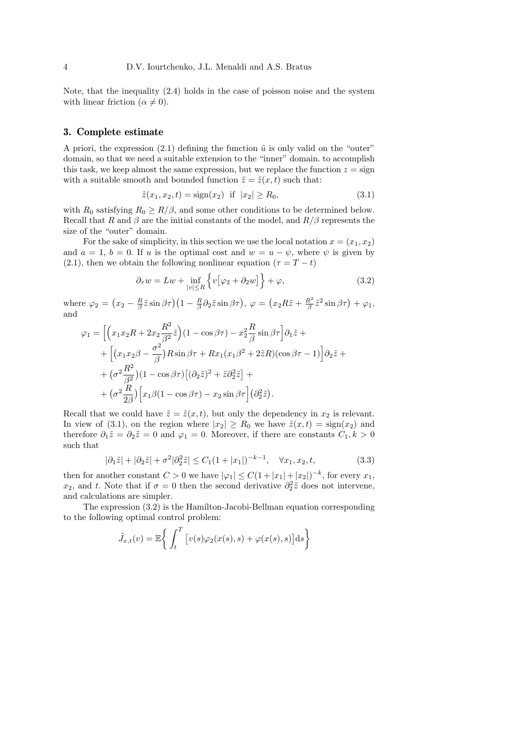Note, that the inequality (2.4) holds in the case of poisson noise and the system with linear friction ($\alpha \neq 0$).

## 3. Complete estimate

A priori, the expression (2.1) defining the function $\tilde{u}$ is only valid on the "outer" domain, so that we need a suitable extension to the "inner" domain. to accomplish this task, we keep almost the same expression, but we replace the function $z = \text{sign}$ with a suitable smooth and bounded function $\tilde{z} = \tilde{z}(x, t)$ such that:

$$\tilde{z}(x_1, x_2, t) = \text{sign}(x_2) \ \text{ if } \ |x_2| \geq R_0, \tag{3.1}$$

with $R_0$ satisfying $R_0 \geq R/\beta$, and some other conditions to be determined below. Recall that $R$ and $\beta$ are the initial constants of the model, and $R/\beta$ represents the size of the "outer" domain.

For the sake of simplicity, in this section we use the local notation $x = (x_1, x_2)$ and $a = 1$, $b = 0$. If $u$ is the optimal cost and $w = u - \psi$, where $\psi$ is given by (2.1), then we obtain the following nonlinear equation ($\tau = T - t$)

$$\partial_\tau w = Lw + \inf_{|v| \leq R} \Big\{ v\big[\varphi_2 + \partial_2 w\big] \Big\} + \varphi, \tag{3.2}$$

where $\varphi_2 = \big(x_2 - \frac{R}{\beta}\tilde{z}\sin\beta\tau\big)\big(1 - \frac{R}{\beta}\partial_2\tilde{z}\sin\beta\tau\big)$, $\varphi = \big(x_2 R\tilde{z} + \frac{R^2}{\beta}\tilde{z}^2\sin\beta\tau\big) + \varphi_1$, and

$$\begin{aligned}
\varphi_1 = &\Big[\Big(x_1 x_2 R + 2x_2\frac{R^2}{\beta^2}\tilde{z}\Big)(1 - \cos\beta\tau) - x_2^2\frac{R}{\beta}\sin\beta\tau\Big]\partial_1\tilde{z} + \\
&+ \Big[\big(x_1 x_2\beta - \frac{\sigma^2}{\beta}\big)R\sin\beta\tau + Rx_1(x_1\beta^2 + 2\tilde{z}R)(\cos\beta\tau - 1)\Big]\partial_2\tilde{z} + \\
&+ \big(\sigma^2\frac{R^2}{\beta^2}\big)(1 - \cos\beta\tau)\big[(\partial_2\tilde{z})^2 + \tilde{z}\partial_2^2\tilde{z}\big] + \\
&+ \big(\sigma^2\frac{R}{2\beta}\big)\Big[x_1\beta(1 - \cos\beta\tau) - x_2\sin\beta\tau\Big]\big(\partial_2^2\tilde{z}\big).
\end{aligned}$$

Recall that we could have $\tilde{z} = \tilde{z}(x, t)$, but only the dependency in $x_2$ is relevant. In view of (3.1), on the region where $|x_2| \geq R_0$ we have $\tilde{z}(x, t) = \text{sign}(x_2)$ and therefore $\partial_1\tilde{z} = \partial_2\tilde{z} = 0$ and $\varphi_1 = 0$. Moreover, if there are constants $C_1, k > 0$ such that

$$|\partial_1\tilde{z}| + |\partial_2\tilde{z}| + \sigma^2|\partial_2^2\tilde{z}| \leq C_1(1 + |x_1|)^{-k-1}, \quad \forall x_1, x_2, t, \tag{3.3}$$

then for another constant $C > 0$ we have $|\varphi_1| \leq C(1 + |x_1| + |x_2|)^{-k}$, for every $x_1$, $x_2$, and $t$. Note that if $\sigma = 0$ then the second derivative $\partial_2^2\tilde{z}$ does not intervene, and calculations are simpler.

The expression (3.2) is the Hamilton-Jacobi-Bellman equation corresponding to the following optimal control problem:

$$\tilde{J}_{x,t}(v) = \mathbb{E}\bigg\{ \int_t^T \big[v(s)\varphi_2(x(s), s) + \varphi(x(s), s)\big]\mathrm{d}s \bigg\}$$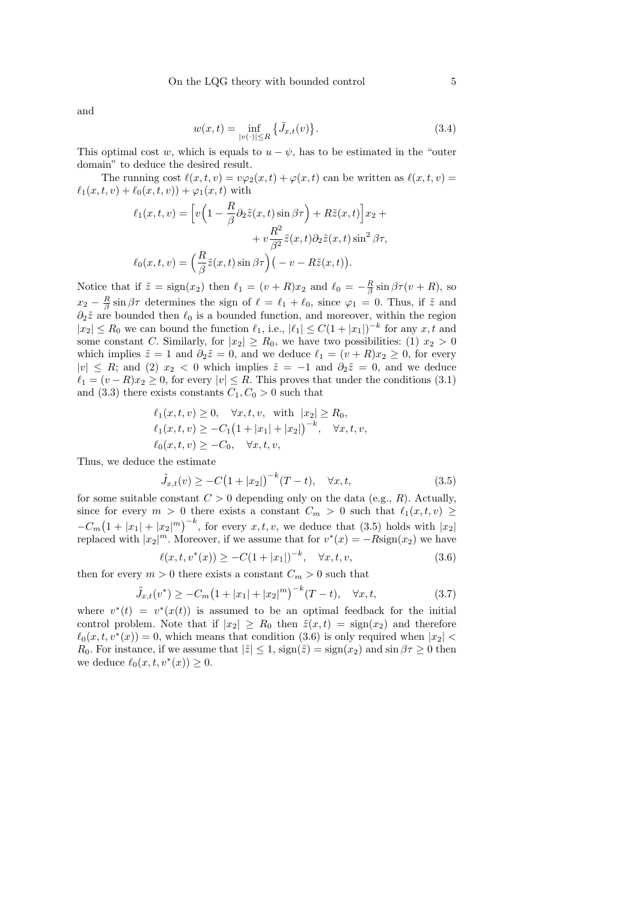and

$$w(x,t) = \inf_{|v(\cdot)| \le R} \big\{ \tilde{J}_{x,t}(v) \big\}. \tag{3.4}$$

This optimal cost $w$, which is equals to $u - \psi$, has to be estimated in the "outer domain" to deduce the desired result.

The running cost $\ell(x,t,v) = v\varphi_2(x,t) + \varphi(x,t)$ can be written as $\ell(x,t,v) = \ell_1(x,t,v) + \ell_0(x,t,v)) + \varphi_1(x,t)$ with

$$\ell_1(x,t,v) = \Big[ v\Big(1 - \frac{R}{\beta}\partial_2 \tilde{z}(x,t)\sin\beta\tau\Big) + R\tilde{z}(x,t)\Big] x_2 + \\ + v\frac{R^2}{\beta^2}\tilde{z}(x,t)\partial_2\tilde{z}(x,t)\sin^2\beta\tau,$$

$$\ell_0(x,t,v) = \Big(\frac{R}{\beta}\tilde{z}(x,t)\sin\beta\tau\Big)\big(-v - R\tilde{z}(x,t)\big).$$

Notice that if $\tilde{z} = \mathrm{sign}(x_2)$ then $\ell_1 = (v+R)x_2$ and $\ell_0 = -\frac{R}{\beta}\sin\beta\tau(v+R)$, so $x_2 - \frac{R}{\beta}\sin\beta\tau$ determines the sign of $\ell = \ell_1 + \ell_0$, since $\varphi_1 = 0$. Thus, if $\tilde{z}$ and $\partial_2\tilde{z}$ are bounded then $\ell_0$ is a bounded function, and moreover, within the region $|x_2| \le R_0$ we can bound the function $\ell_1$, i.e., $|\ell_1| \le C(1+|x_1|)^{-k}$ for any $x,t$ and some constant $C$. Similarly, for $|x_2| \ge R_0$, we have two possibilities: (1) $x_2 > 0$ which implies $\tilde{z} = 1$ and $\partial_2\tilde{z} = 0$, and we deduce $\ell_1 = (v+R)x_2 \ge 0$, for every $|v| \le R$; and (2) $x_2 < 0$ which implies $\tilde{z} = -1$ and $\partial_2\tilde{z} = 0$, and we deduce $\ell_1 = (v-R)x_2 \ge 0$, for every $|v| \le R$. This proves that under the conditions (3.1) and (3.3) there exists constants $C_1, C_0 > 0$ such that

$$\ell_1(x,t,v) \ge 0, \quad \forall x,t,v, \ \text{ with } \ |x_2| \ge R_0,$$
$$\ell_1(x,t,v) \ge -C_1\big(1 + |x_1| + |x_2|\big)^{-k}, \quad \forall x,t,v,$$
$$\ell_0(x,t,v) \ge -C_0, \quad \forall x,t,v,$$

Thus, we deduce the estimate

$$\tilde{J}_{x,t}(v) \ge -C\big(1 + |x_2|\big)^{-k}(T-t), \quad \forall x,t, \tag{3.5}$$

for some suitable constant $C > 0$ depending only on the data (e.g., $R$). Actually, since for every $m > 0$ there exists a constant $C_m > 0$ such that $\ell_1(x,t,v) \ge -C_m\big(1 + |x_1| + |x_2|^m\big)^{-k}$, for every $x,t,v$, we deduce that (3.5) holds with $|x_2|$ replaced with $|x_2|^m$. Moreover, if we assume that for $v^*(x) = -R\mathrm{sign}(x_2)$ we have

$$\ell(x,t,v^*(x)) \ge -C(1+|x_1|)^{-k}, \quad \forall x,t,v, \tag{3.6}$$

then for every $m > 0$ there exists a constant $C_m > 0$ such that

$$\tilde{J}_{x,t}(v^*) \ge -C_m\big(1 + |x_1| + |x_2|^m\big)^{-k}(T-t), \quad \forall x,t, \tag{3.7}$$

where $v^*(t) = v^*(x(t))$ is assumed to be an optimal feedback for the initial control problem. Note that if $|x_2| \ge R_0$ then $\tilde{z}(x,t) = \mathrm{sign}(x_2)$ and therefore $\ell_0(x,t,v^*(x)) = 0$, which means that condition (3.6) is only required when $|x_2| < R_0$. For instance, if we assume that $|\tilde{z}| \le 1$, $\mathrm{sign}(\tilde{z}) = \mathrm{sign}(x_2)$ and $\sin\beta\tau \ge 0$ then we deduce $\ell_0(x,t,v^*(x)) \ge 0$.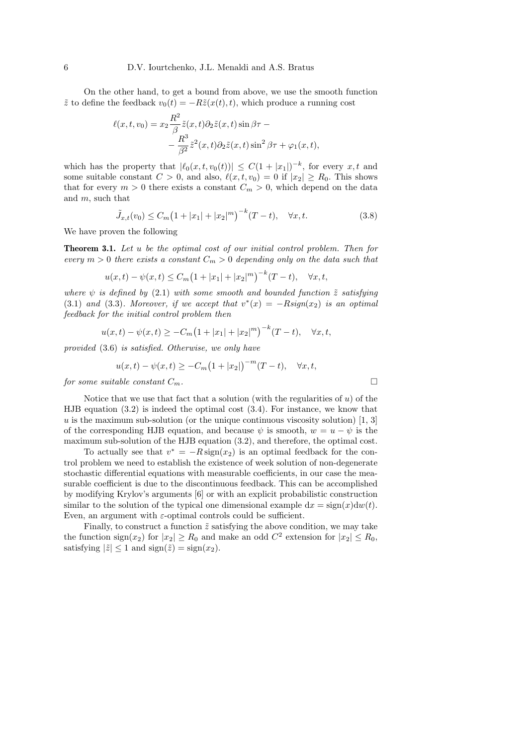On the other hand, to get a bound from above, we use the smooth function $\tilde{z}$ to define the feedback $v_0(t) = -R\tilde{z}(x(t), t)$, which produce a running cost

$$
\begin{aligned}
\ell(x, t, v_0) = x_2 \frac{R^2}{\beta} \tilde{z}(x, t) \partial_2 \tilde{z}(x, t) \sin \beta\tau - \\
- \frac{R^3}{\beta^2} \tilde{z}^2(x, t) \partial_2 \tilde{z}(x, t) \sin^2 \beta\tau + \varphi_1(x, t),
\end{aligned}
$$

which has the property that $|\ell_0(x, t, v_0(t))| \leq C(1 + |x_1|)^{-k}$, for every $x, t$ and some suitable constant $C > 0$, and also, $\ell(x, t, v_0) = 0$ if $|x_2| \geq R_0$. This shows that for every $m > 0$ there exists a constant $C_m > 0$, which depend on the data and $m$, such that

$$
\tilde{J}_{x,t}(v_0) \leq C_m \big(1 + |x_1| + |x_2|^m\big)^{-k} (T - t), \quad \forall x, t. \tag{3.8}
$$

We have proven the following

**Theorem 3.1.** *Let $u$ be the optimal cost of our initial control problem. Then for every $m > 0$ there exists a constant $C_m > 0$ depending only on the data such that*

$$
u(x, t) - \psi(x, t) \leq C_m \big(1 + |x_1| + |x_2|^m\big)^{-k} (T - t), \quad \forall x, t,
$$

*where $\psi$ is defined by* (2.1) *with some smooth and bounded function $\tilde{z}$ satisfying* (3.1) *and* (3.3)*. Moreover, if we accept that $v^*(x) = -R sign(x_2)$ is an optimal feedback for the initial control problem then*

$$
u(x, t) - \psi(x, t) \geq -C_m \big(1 + |x_1| + |x_2|^m\big)^{-k} (T - t), \quad \forall x, t,
$$

*provided* (3.6) *is satisfied. Otherwise, we only have*

$$
u(x, t) - \psi(x, t) \geq -C_m \big(1 + |x_2|\big)^{-m} (T - t), \quad \forall x, t,
$$

*for some suitable constant $C_m$.* □

Notice that we use that fact that a solution (with the regularities of $u$) of the HJB equation (3.2) is indeed the optimal cost (3.4). For instance, we know that $u$ is the maximum sub-solution (or the unique continuous viscosity solution) [1, 3] of the corresponding HJB equation, and because $\psi$ is smooth, $w = u - \psi$ is the maximum sub-solution of the HJB equation (3.2), and therefore, the optimal cost.

To actually see that $v^* = -R\,\text{sign}(x_2)$ is an optimal feedback for the control problem we need to establish the existence of week solution of non-degenerate stochastic differential equations with measurable coefficients, in our case the measurable coefficient is due to the discontinuous feedback. This can be accomplished by modifying Krylov's arguments [6] or with an explicit probabilistic construction similar to the solution of the typical one dimensional example $\mathrm{d}x = \text{sign}(x)\mathrm{d}w(t)$. Even, an argument with $\varepsilon$-optimal controls could be sufficient.

Finally, to construct a function $\tilde{z}$ satisfying the above condition, we may take the function $\text{sign}(x_2)$ for $|x_2| \geq R_0$ and make an odd $C^2$ extension for $|x_2| \leq R_0$, satisfying $|\tilde{z}| \leq 1$ and $\text{sign}(\tilde{z}) = \text{sign}(x_2)$.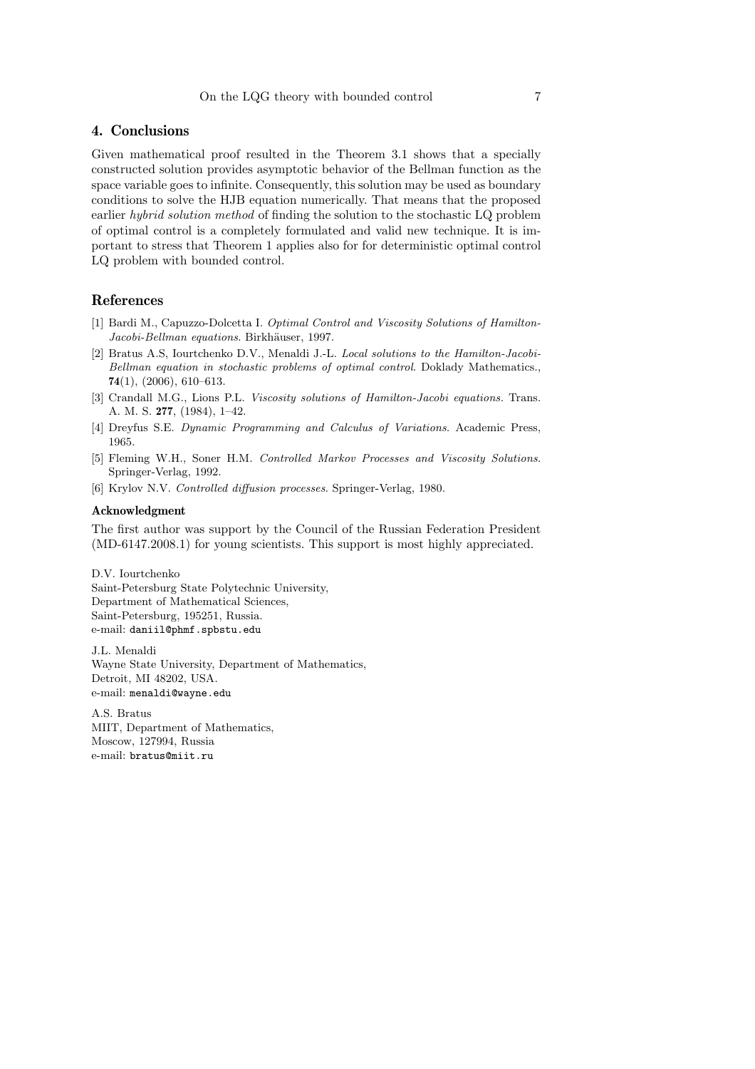## 4. Conclusions

Given mathematical proof resulted in the Theorem 3.1 shows that a specially constructed solution provides asymptotic behavior of the Bellman function as the space variable goes to infinite. Consequently, this solution may be used as boundary conditions to solve the HJB equation numerically. That means that the proposed earlier *hybrid solution method* of finding the solution to the stochastic LQ problem of optimal control is a completely formulated and valid new technique. It is important to stress that Theorem 1 applies also for for deterministic optimal control LQ problem with bounded control.

## References

[1] Bardi M., Capuzzo-Dolcetta I. *Optimal Control and Viscosity Solutions of Hamilton-Jacobi-Bellman equations*. Birkhäuser, 1997.

[2] Bratus A.S, Iourtchenko D.V., Menaldi J.-L. *Local solutions to the Hamilton-Jacobi-Bellman equation in stochastic problems of optimal control*. Doklady Mathematics., **74**(1), (2006), 610–613.

[3] Crandall M.G., Lions P.L. *Viscosity solutions of Hamilton-Jacobi equations*. Trans. A. M. S. **277**, (1984), 1–42.

[4] Dreyfus S.E. *Dynamic Programming and Calculus of Variations*. Academic Press, 1965.

[5] Fleming W.H., Soner H.M. *Controlled Markov Processes and Viscosity Solutions*. Springer-Verlag, 1992.

[6] Krylov N.V. *Controlled diffusion processes*. Springer-Verlag, 1980.

### Acknowledgment

The first author was support by the Council of the Russian Federation President (MD-6147.2008.1) for young scientists. This support is most highly appreciated.

D.V. Iourtchenko
Saint-Petersburg State Polytechnic University,
Department of Mathematical Sciences,
Saint-Petersburg, 195251, Russia.
e-mail: daniil@phmf.spbstu.edu

J.L. Menaldi
Wayne State University, Department of Mathematics,
Detroit, MI 48202, USA.
e-mail: menaldi@wayne.edu

A.S. Bratus
MIIT, Department of Mathematics,
Moscow, 127994, Russia
e-mail: bratus@miit.ru